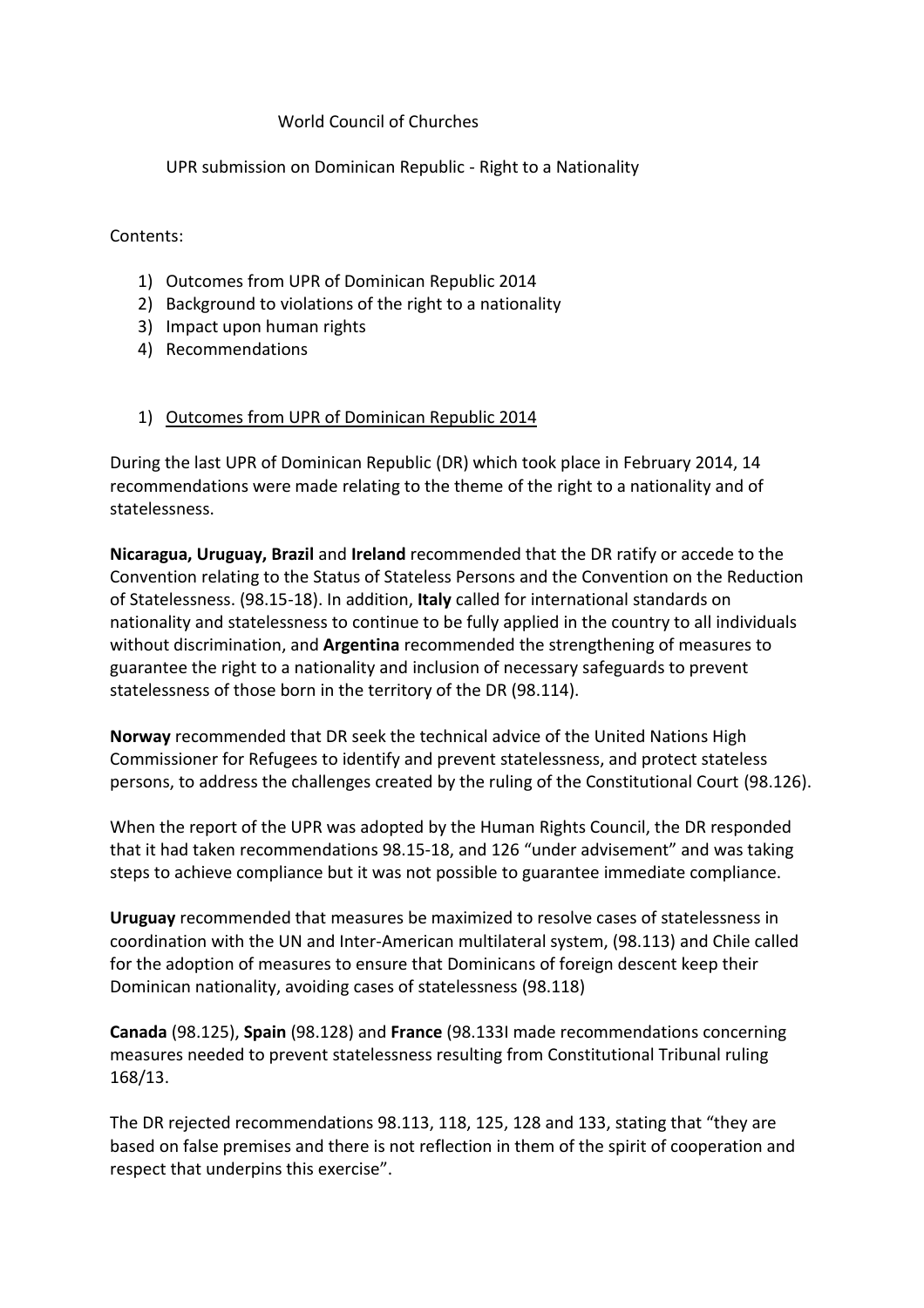World Council of Churches

UPR submission on Dominican Republic - Right to a Nationality

Contents:

1) Outcomes from UPR of Dominican Republic 2014
2) Background to violations of the right to a nationality
3) Impact upon human rights
4) Recommendations

## 1) Outcomes from UPR of Dominican Republic 2014

During the last UPR of Dominican Republic (DR) which took place in February 2014, 14 recommendations were made relating to the theme of the right to a nationality and of statelessness.

**Nicaragua, Uruguay, Brazil** and **Ireland** recommended that the DR ratify or accede to the Convention relating to the Status of Stateless Persons and the Convention on the Reduction of Statelessness. (98.15-18). In addition, **Italy** called for international standards on nationality and statelessness to continue to be fully applied in the country to all individuals without discrimination, and **Argentina** recommended the strengthening of measures to guarantee the right to a nationality and inclusion of necessary safeguards to prevent statelessness of those born in the territory of the DR (98.114).

**Norway** recommended that DR seek the technical advice of the United Nations High Commissioner for Refugees to identify and prevent statelessness, and protect stateless persons, to address the challenges created by the ruling of the Constitutional Court (98.126).

When the report of the UPR was adopted by the Human Rights Council, the DR responded that it had taken recommendations 98.15-18, and 126 "under advisement" and was taking steps to achieve compliance but it was not possible to guarantee immediate compliance.

**Uruguay** recommended that measures be maximized to resolve cases of statelessness in coordination with the UN and Inter-American multilateral system, (98.113) and Chile called for the adoption of measures to ensure that Dominicans of foreign descent keep their Dominican nationality, avoiding cases of statelessness (98.118)

**Canada** (98.125), **Spain** (98.128) and **France** (98.133I made recommendations concerning measures needed to prevent statelessness resulting from Constitutional Tribunal ruling 168/13.

The DR rejected recommendations 98.113, 118, 125, 128 and 133, stating that "they are based on false premises and there is not reflection in them of the spirit of cooperation and respect that underpins this exercise".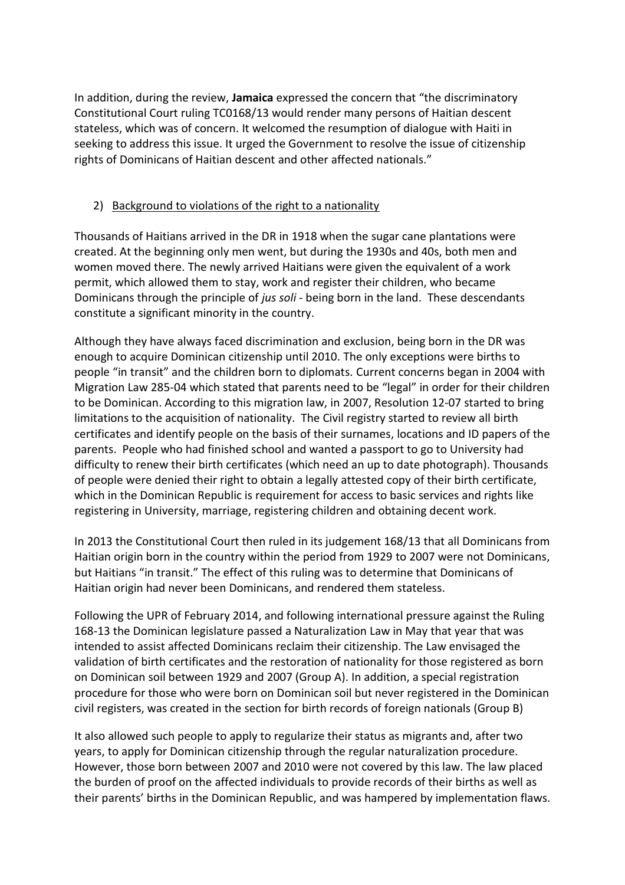In addition, during the review, **Jamaica** expressed the concern that "the discriminatory Constitutional Court ruling TC0168/13 would render many persons of Haitian descent stateless, which was of concern. It welcomed the resumption of dialogue with Haiti in seeking to address this issue. It urged the Government to resolve the issue of citizenship rights of Dominicans of Haitian descent and other affected nationals."

2) Background to violations of the right to a nationality

Thousands of Haitians arrived in the DR in 1918 when the sugar cane plantations were created. At the beginning only men went, but during the 1930s and 40s, both men and women moved there. The newly arrived Haitians were given the equivalent of a work permit, which allowed them to stay, work and register their children, who became Dominicans through the principle of *jus soli* - being born in the land. These descendants constitute a significant minority in the country.

Although they have always faced discrimination and exclusion, being born in the DR was enough to acquire Dominican citizenship until 2010. The only exceptions were births to people "in transit" and the children born to diplomats. Current concerns began in 2004 with Migration Law 285-04 which stated that parents need to be "legal" in order for their children to be Dominican. According to this migration law, in 2007, Resolution 12-07 started to bring limitations to the acquisition of nationality. The Civil registry started to review all birth certificates and identify people on the basis of their surnames, locations and ID papers of the parents. People who had finished school and wanted a passport to go to University had difficulty to renew their birth certificates (which need an up to date photograph). Thousands of people were denied their right to obtain a legally attested copy of their birth certificate, which in the Dominican Republic is requirement for access to basic services and rights like registering in University, marriage, registering children and obtaining decent work.

In 2013 the Constitutional Court then ruled in its judgement 168/13 that all Dominicans from Haitian origin born in the country within the period from 1929 to 2007 were not Dominicans, but Haitians "in transit." The effect of this ruling was to determine that Dominicans of Haitian origin had never been Dominicans, and rendered them stateless.

Following the UPR of February 2014, and following international pressure against the Ruling 168-13 the Dominican legislature passed a Naturalization Law in May that year that was intended to assist affected Dominicans reclaim their citizenship. The Law envisaged the validation of birth certificates and the restoration of nationality for those registered as born on Dominican soil between 1929 and 2007 (Group A). In addition, a special registration procedure for those who were born on Dominican soil but never registered in the Dominican civil registers, was created in the section for birth records of foreign nationals (Group B)

It also allowed such people to apply to regularize their status as migrants and, after two years, to apply for Dominican citizenship through the regular naturalization procedure. However, those born between 2007 and 2010 were not covered by this law. The law placed the burden of proof on the affected individuals to provide records of their births as well as their parents' births in the Dominican Republic, and was hampered by implementation flaws.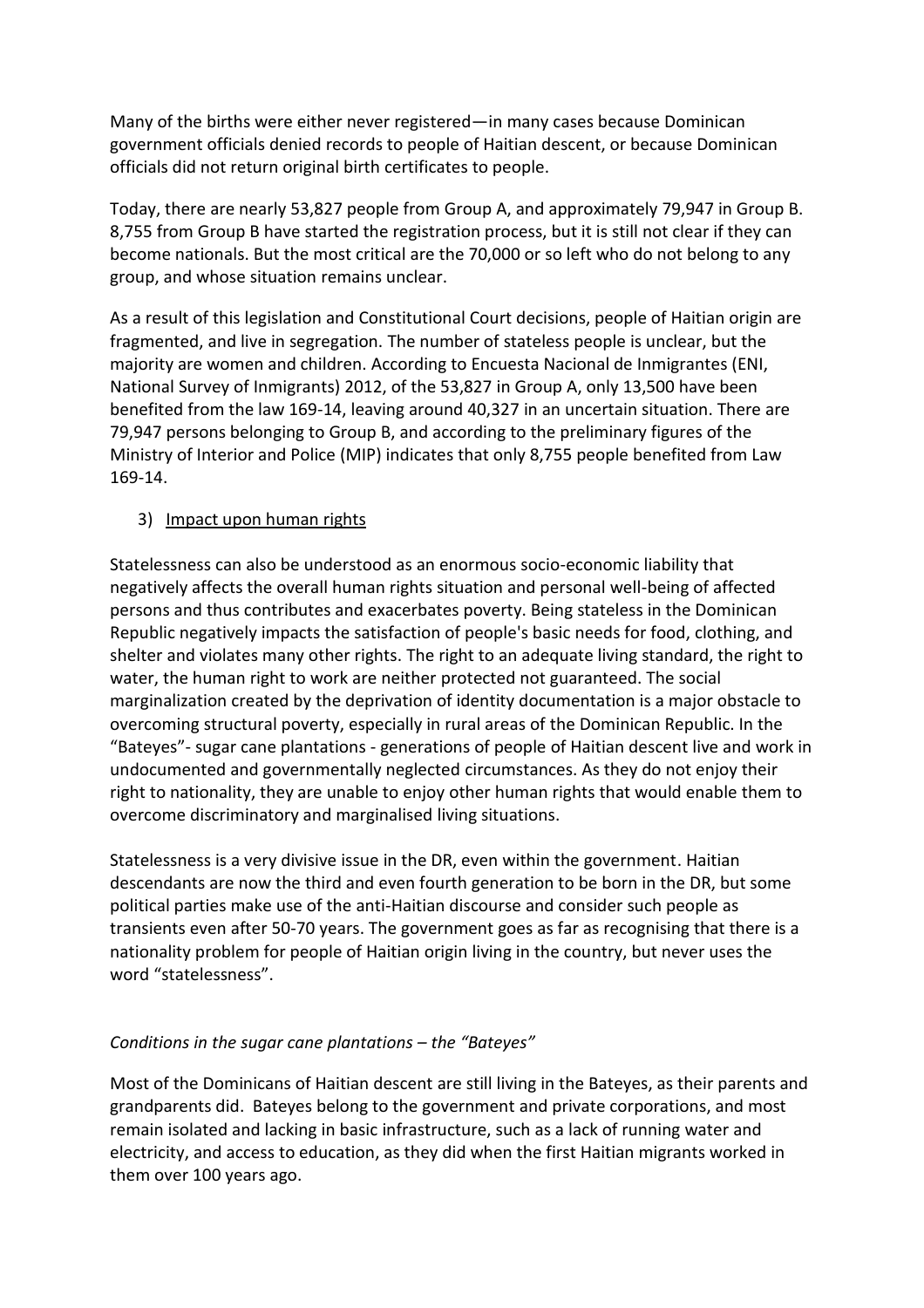Many of the births were either never registered—in many cases because Dominican government officials denied records to people of Haitian descent, or because Dominican officials did not return original birth certificates to people.

Today, there are nearly 53,827 people from Group A, and approximately 79,947 in Group B. 8,755 from Group B have started the registration process, but it is still not clear if they can become nationals. But the most critical are the 70,000 or so left who do not belong to any group, and whose situation remains unclear.

As a result of this legislation and Constitutional Court decisions, people of Haitian origin are fragmented, and live in segregation. The number of stateless people is unclear, but the majority are women and children. According to Encuesta Nacional de Inmigrantes (ENI, National Survey of Inmigrants) 2012, of the 53,827 in Group A, only 13,500 have been benefited from the law 169-14, leaving around 40,327 in an uncertain situation. There are 79,947 persons belonging to Group B, and according to the preliminary figures of the Ministry of Interior and Police (MIP) indicates that only 8,755 people benefited from Law 169-14.

3) Impact upon human rights

Statelessness can also be understood as an enormous socio-economic liability that negatively affects the overall human rights situation and personal well-being of affected persons and thus contributes and exacerbates poverty. Being stateless in the Dominican Republic negatively impacts the satisfaction of people's basic needs for food, clothing, and shelter and violates many other rights. The right to an adequate living standard, the right to water, the human right to work are neither protected not guaranteed. The social marginalization created by the deprivation of identity documentation is a major obstacle to overcoming structural poverty, especially in rural areas of the Dominican Republic. In the "Bateyes"- sugar cane plantations - generations of people of Haitian descent live and work in undocumented and governmentally neglected circumstances. As they do not enjoy their right to nationality, they are unable to enjoy other human rights that would enable them to overcome discriminatory and marginalised living situations.

Statelessness is a very divisive issue in the DR, even within the government. Haitian descendants are now the third and even fourth generation to be born in the DR, but some political parties make use of the anti-Haitian discourse and consider such people as transients even after 50-70 years. The government goes as far as recognising that there is a nationality problem for people of Haitian origin living in the country, but never uses the word "statelessness".

*Conditions in the sugar cane plantations – the "Bateyes"*

Most of the Dominicans of Haitian descent are still living in the Bateyes, as their parents and grandparents did. Bateyes belong to the government and private corporations, and most remain isolated and lacking in basic infrastructure, such as a lack of running water and electricity, and access to education, as they did when the first Haitian migrants worked in them over 100 years ago.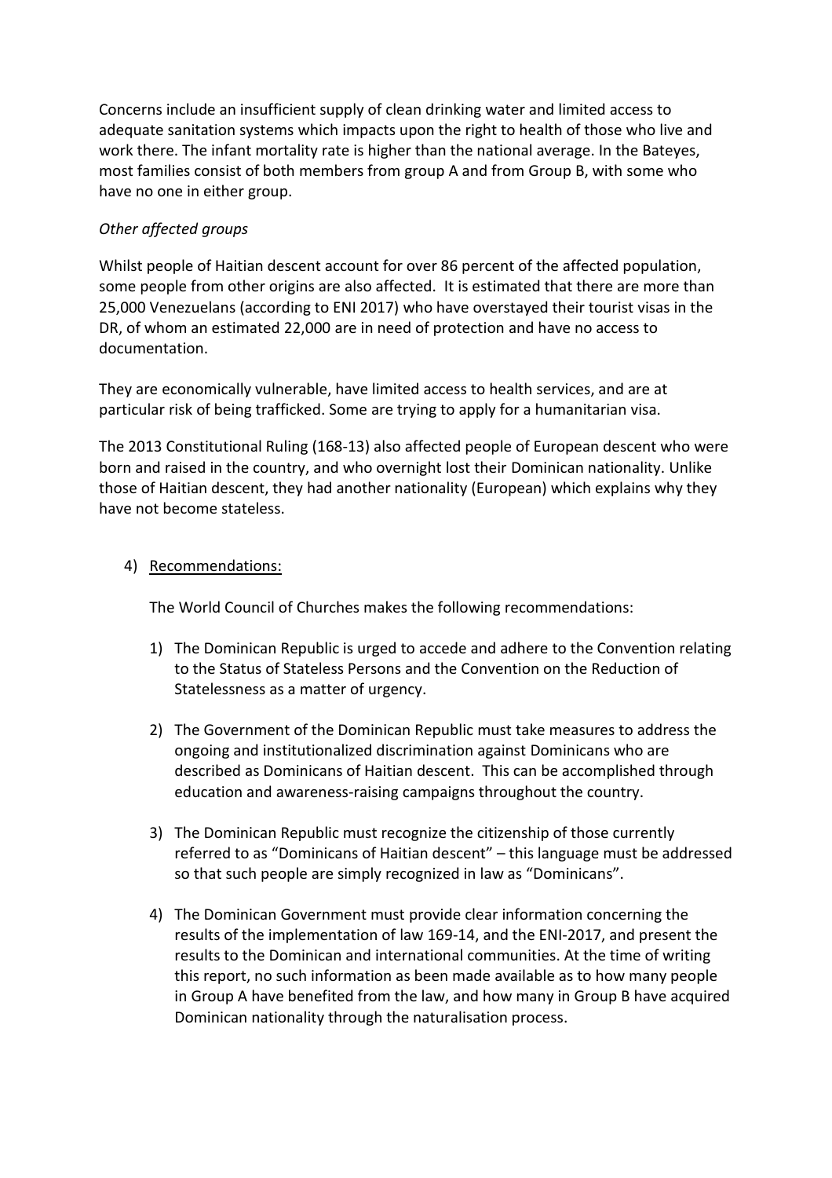Concerns include an insufficient supply of clean drinking water and limited access to adequate sanitation systems which impacts upon the right to health of those who live and work there. The infant mortality rate is higher than the national average. In the Bateyes, most families consist of both members from group A and from Group B, with some who have no one in either group.

*Other affected groups*

Whilst people of Haitian descent account for over 86 percent of the affected population, some people from other origins are also affected. It is estimated that there are more than 25,000 Venezuelans (according to ENI 2017) who have overstayed their tourist visas in the DR, of whom an estimated 22,000 are in need of protection and have no access to documentation.

They are economically vulnerable, have limited access to health services, and are at particular risk of being trafficked. Some are trying to apply for a humanitarian visa.

The 2013 Constitutional Ruling (168-13) also affected people of European descent who were born and raised in the country, and who overnight lost their Dominican nationality. Unlike those of Haitian descent, they had another nationality (European) which explains why they have not become stateless.

4) Recommendations:

The World Council of Churches makes the following recommendations:

1) The Dominican Republic is urged to accede and adhere to the Convention relating to the Status of Stateless Persons and the Convention on the Reduction of Statelessness as a matter of urgency.

2) The Government of the Dominican Republic must take measures to address the ongoing and institutionalized discrimination against Dominicans who are described as Dominicans of Haitian descent. This can be accomplished through education and awareness-raising campaigns throughout the country.

3) The Dominican Republic must recognize the citizenship of those currently referred to as "Dominicans of Haitian descent" – this language must be addressed so that such people are simply recognized in law as "Dominicans".

4) The Dominican Government must provide clear information concerning the results of the implementation of law 169-14, and the ENI-2017, and present the results to the Dominican and international communities. At the time of writing this report, no such information as been made available as to how many people in Group A have benefited from the law, and how many in Group B have acquired Dominican nationality through the naturalisation process.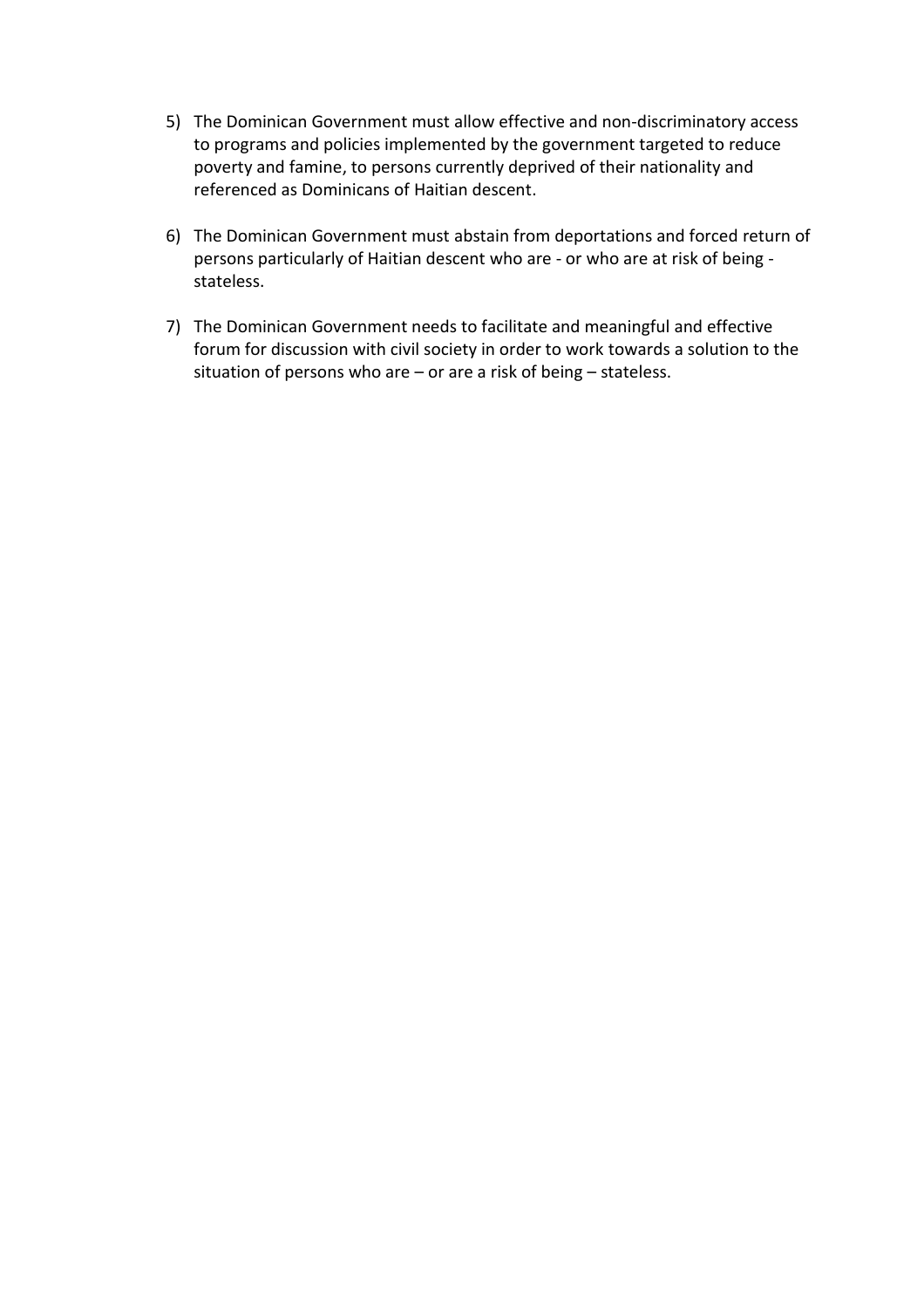5) The Dominican Government must allow effective and non-discriminatory access to programs and policies implemented by the government targeted to reduce poverty and famine, to persons currently deprived of their nationality and referenced as Dominicans of Haitian descent.

6) The Dominican Government must abstain from deportations and forced return of persons particularly of Haitian descent who are - or who are at risk of being - stateless.

7) The Dominican Government needs to facilitate and meaningful and effective forum for discussion with civil society in order to work towards a solution to the situation of persons who are – or are a risk of being – stateless.